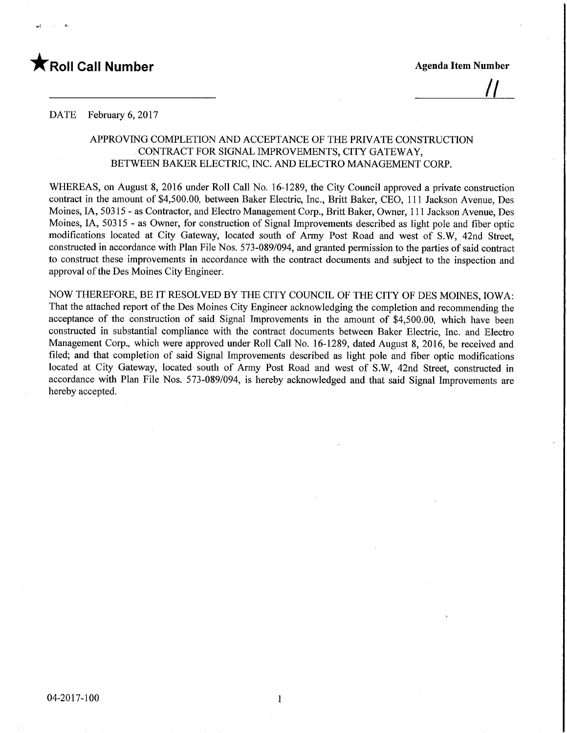★**Roll Call Number**

**Agenda Item Number**

11

DATE February 6, 2017

APPROVING COMPLETION AND ACCEPTANCE OF THE PRIVATE CONSTRUCTION CONTRACT FOR SIGNAL IMPROVEMENTS, CITY GATEWAY, BETWEEN BAKER ELECTRIC, INC. AND ELECTRO MANAGEMENT CORP.

WHEREAS, on August 8, 2016 under Roll Call No. 16-1289, the City Council approved a private construction contract in the amount of $4,500.00, between Baker Electric, Inc., Britt Baker, CEO, 111 Jackson Avenue, Des Moines, IA, 50315 - as Contractor, and Electro Management Corp., Britt Baker, Owner, 111 Jackson Avenue, Des Moines, IA, 50315 - as Owner, for construction of Signal Improvements described as light pole and fiber optic modifications located at City Gateway, located south of Army Post Road and west of S.W, 42nd Street, constructed in accordance with Plan File Nos. 573-089/094, and granted permission to the parties of said contract to construct these improvements in accordance with the contract documents and subject to the inspection and approval of the Des Moines City Engineer.

NOW THEREFORE, BE IT RESOLVED BY THE CITY COUNCIL OF THE CITY OF DES MOINES, IOWA: That the attached report of the Des Moines City Engineer acknowledging the completion and recommending the acceptance of the construction of said Signal Improvements in the amount of $4,500.00, which have been constructed in substantial compliance with the contract documents between Baker Electric, Inc. and Electro Management Corp., which were approved under Roll Call No. 16-1289, dated August 8, 2016, be received and filed; and that completion of said Signal Improvements described as light pole and fiber optic modifications located at City Gateway, located south of Army Post Road and west of S.W, 42nd Street, constructed in accordance with Plan File Nos. 573-089/094, is hereby acknowledged and that said Signal Improvements are hereby accepted.

04-2017-100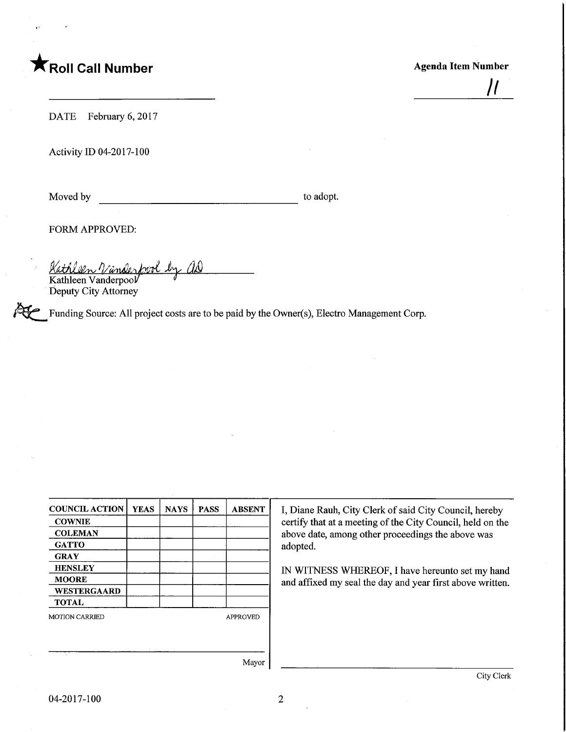★**Roll Call Number**

**Agenda Item Number**

11

DATE February 6, 2017

Activity ID 04-2017-100

Moved by ______________________________ to adopt.

FORM APPROVED:

*Kathleen Vanderpool by AD*
Kathleen Vanderpool
Deputy City Attorney

Funding Source: All project costs are to be paid by the Owner(s), Electro Management Corp.

| COUNCIL ACTION | YEAS | NAYS | PASS | ABSENT |
|---|---|---|---|---|
| COWNIE | | | | |
| COLEMAN | | | | |
| GATTO | | | | |
| GRAY | | | | |
| HENSLEY | | | | |
| MOORE | | | | |
| WESTERGAARD | | | | |
| TOTAL | | | | |

MOTION CARRIED APPROVED

______________________________
Mayor

I, Diane Rauh, City Clerk of said City Council, hereby certify that at a meeting of the City Council, held on the above date, among other proceedings the above was adopted.

IN WITNESS WHEREOF, I have hereunto set my hand and affixed my seal the day and year first above written.

______________________________
City Clerk

04-2017-100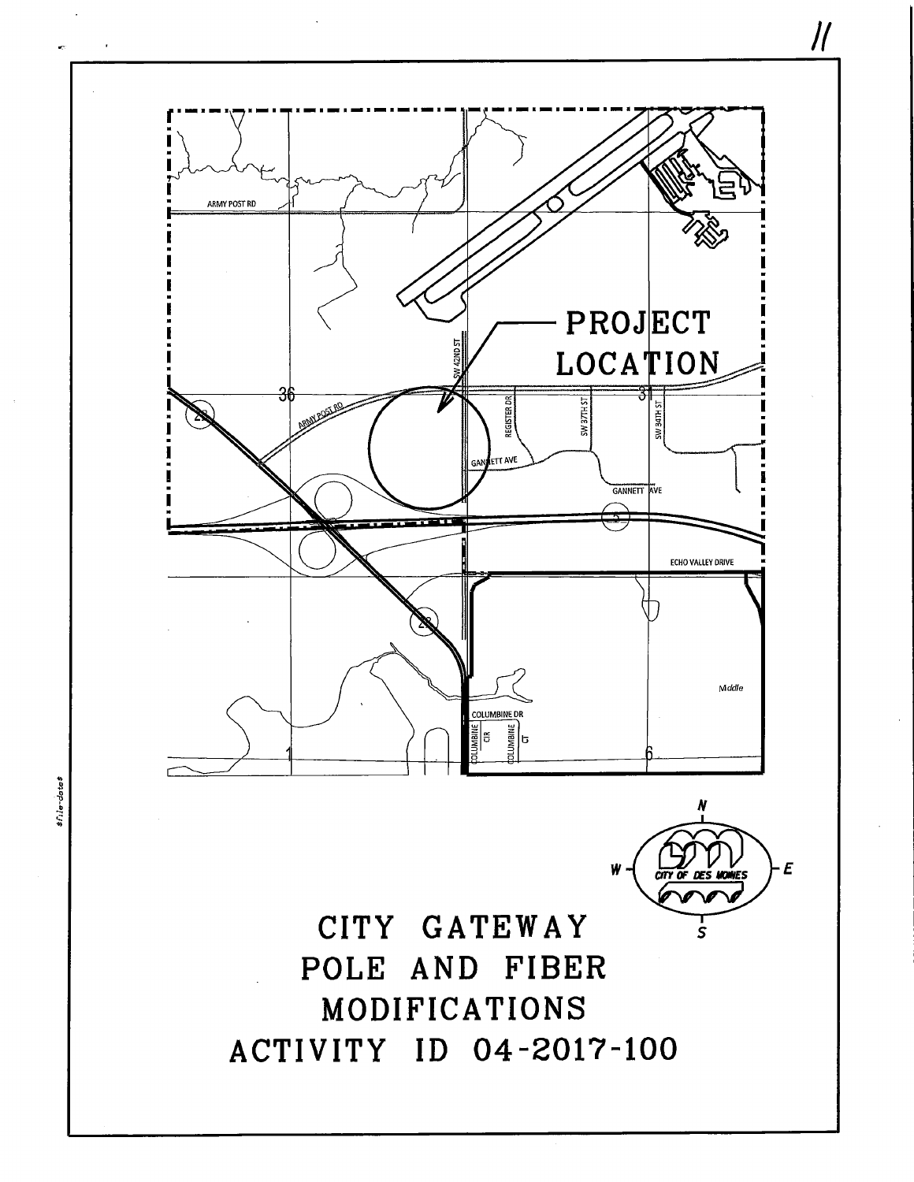ARMY POST RD

PROJECT LOCATION

36

ARMY POST RD

SW 42ND ST

REGISTER DR

SW 37TH ST

31

SW 34TH ST

GANNETT AVE

GANNETT AVE

ECHO VALLEY DRIVE

Middle

COLUMBINE DR

COLUMBINE CIR

COLUMBINE CT

1

6

CITY OF DES MOINES

# CITY GATEWAY POLE AND FIBER MODIFICATIONS ACTIVITY ID 04-2017-100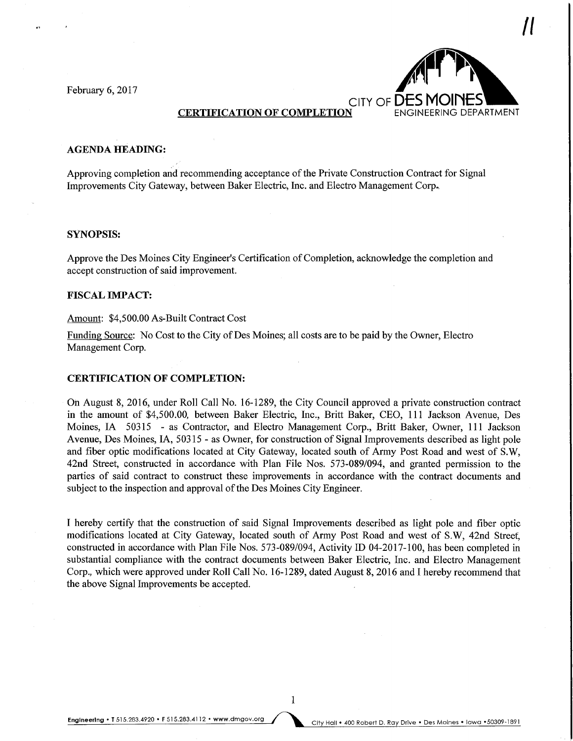February 6, 2017

CITY OF DES MOINES
ENGINEERING DEPARTMENT

## CERTIFICATION OF COMPLETION

**AGENDA HEADING:**

Approving completion and recommending acceptance of the Private Construction Contract for Signal Improvements City Gateway, between Baker Electric, Inc. and Electro Management Corp.

**SYNOPSIS:**

Approve the Des Moines City Engineer's Certification of Completion, acknowledge the completion and accept construction of said improvement.

**FISCAL IMPACT:**

Amount: $4,500.00 As-Built Contract Cost

Funding Source: No Cost to the City of Des Moines; all costs are to be paid by the Owner, Electro Management Corp.

**CERTIFICATION OF COMPLETION:**

On August 8, 2016, under Roll Call No. 16-1289, the City Council approved a private construction contract in the amount of $4,500.00, between Baker Electric, Inc., Britt Baker, CEO, 111 Jackson Avenue, Des Moines, IA 50315 - as Contractor, and Electro Management Corp., Britt Baker, Owner, 111 Jackson Avenue, Des Moines, IA, 50315 - as Owner, for construction of Signal Improvements described as light pole and fiber optic modifications located at City Gateway, located south of Army Post Road and west of S.W, 42nd Street, constructed in accordance with Plan File Nos. 573-089/094, and granted permission to the parties of said contract to construct these improvements in accordance with the contract documents and subject to the inspection and approval of the Des Moines City Engineer.

I hereby certify that the construction of said Signal Improvements described as light pole and fiber optic modifications located at City Gateway, located south of Army Post Road and west of S.W, 42nd Street, constructed in accordance with Plan File Nos. 573-089/094, Activity ID 04-2017-100, has been completed in substantial compliance with the contract documents between Baker Electric, Inc. and Electro Management Corp., which were approved under Roll Call No. 16-1289, dated August 8, 2016 and I hereby recommend that the above Signal Improvements be accepted.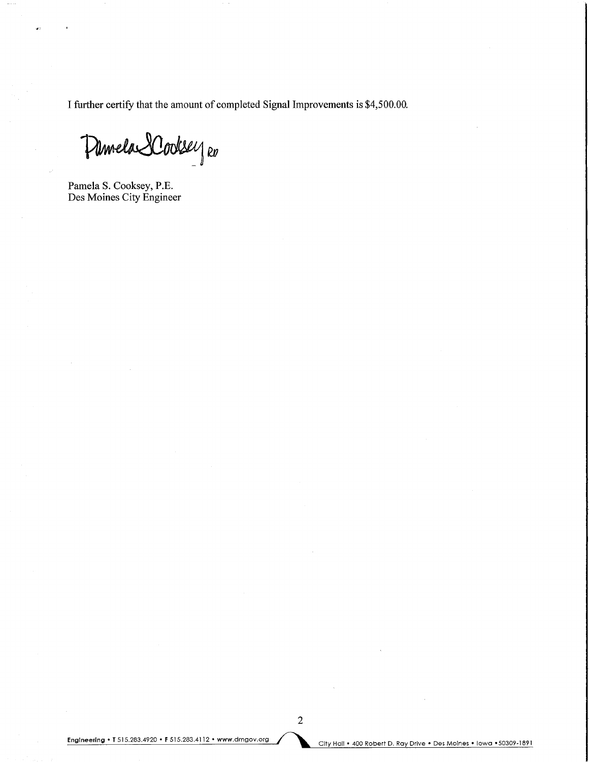I further certify that the amount of completed Signal Improvements is $4,500.00.

Pamela S. Cooksey RD

Pamela S. Cooksey, P.E.
Des Moines City Engineer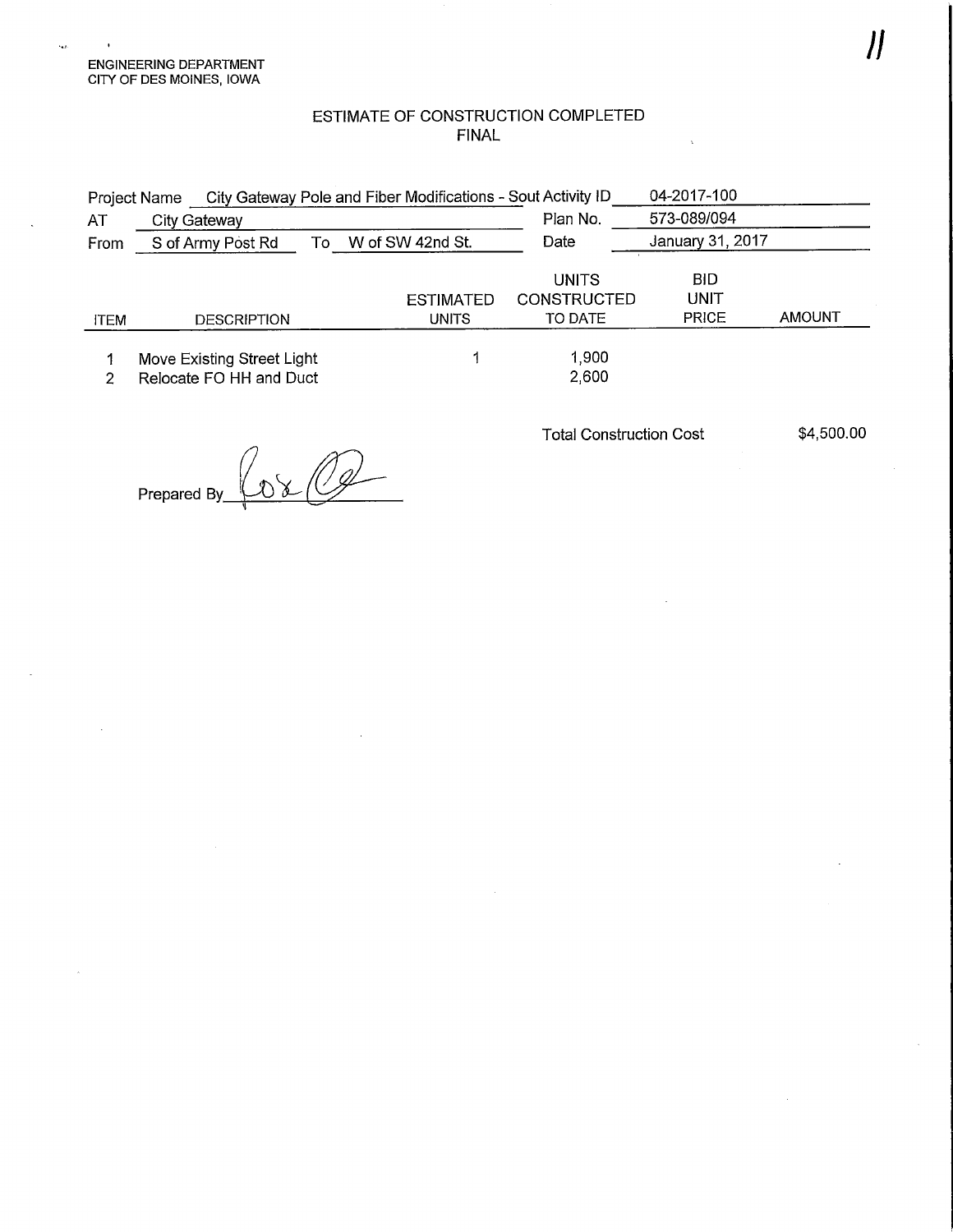ENGINEERING DEPARTMENT
CITY OF DES MOINES, IOWA

## ESTIMATE OF CONSTRUCTION COMPLETED
## FINAL

| | | | |
|---|---|---|---|
| Project Name | City Gateway Pole and Fiber Modifications - Sout | Activity ID | 04-2017-100 |
| AT | City Gateway | Plan No. | 573-089/094 |
| From | S of Army Post Rd To W of SW 42nd St. | Date | January 31, 2017 |

| ITEM | DESCRIPTION | ESTIMATED UNITS | UNITS CONSTRUCTED TO DATE | BID UNIT PRICE | AMOUNT |
|---|---|---|---|---|---|
| 1 | Move Existing Street Light | 1 | 1,900 | | |
| 2 | Relocate FO HH and Duct | | 2,600 | | |

Total Construction Cost $4,500.00

Prepared By *[signature]*